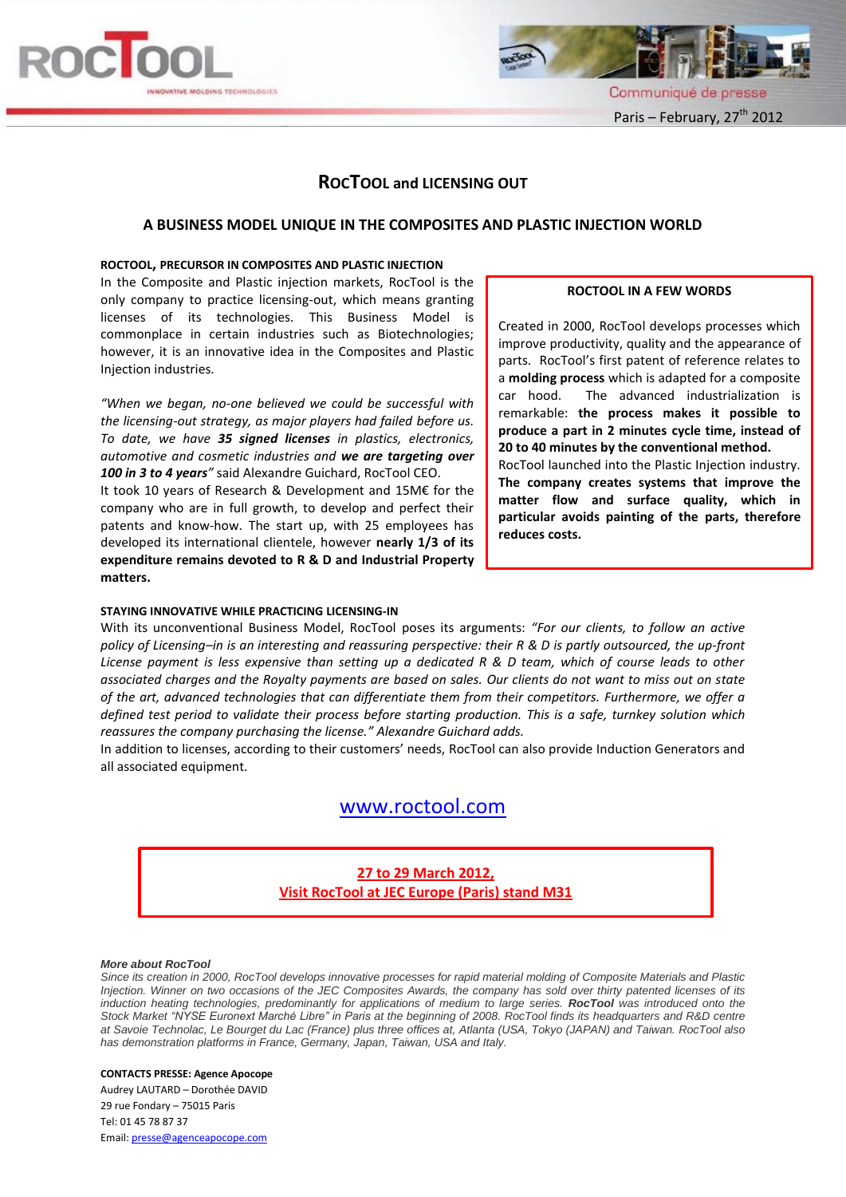Communiqué de presse

Paris – February, 27th 2012

# ROCTOOL and LICENSING OUT

## A BUSINESS MODEL UNIQUE IN THE COMPOSITES AND PLASTIC INJECTION WORLD

### ROCTOOL, PRECURSOR IN COMPOSITES AND PLASTIC INJECTION

In the Composite and Plastic injection markets, RocTool is the only company to practice licensing-out, which means granting licenses of its technologies. This Business Model is commonplace in certain industries such as Biotechnologies; however, it is an innovative idea in the Composites and Plastic Injection industries.

*"When we began, no-one believed we could be successful with the licensing-out strategy, as major players had failed before us. To date, we have **35 signed licenses** in plastics, electronics, automotive and cosmetic industries and **we are targeting over 100 in 3 to 4 years**"* said Alexandre Guichard, RocTool CEO.

It took 10 years of Research & Development and 15M€ for the company who are in full growth, to develop and perfect their patents and know-how. The start up, with 25 employees has developed its international clientele, however **nearly 1/3 of its expenditure remains devoted to R & D and Industrial Property matters.**

### ROCTOOL IN A FEW WORDS

Created in 2000, RocTool develops processes which improve productivity, quality and the appearance of parts. RocTool's first patent of reference relates to a **molding process** which is adapted for a composite car hood. The advanced industrialisation is remarkable: **the process makes it possible to produce a part in 2 minutes cycle time, instead of 20 to 40 minutes by the conventional method.**

RocTool launched into the Plastic Injection industry. **The company creates systems that improve the matter flow and surface quality, which in particular avoids painting of the parts, therefore reduces costs.**

### STAYING INNOVATIVE WHILE PRACTICING LICENSING-IN

With its unconventional Business Model, RocTool poses its arguments: *"For our clients, to follow an active policy of Licensing–in is an interesting and reassuring perspective: their R & D is partly outsourced, the up-front License payment is less expensive than setting up a dedicated R & D team, which of course leads to other associated charges and the Royalty payments are based on sales. Our clients do not want to miss out on state of the art, advanced technologies that can differentiate them from their competitors. Furthermore, we offer a defined test period to validate their process before starting production. This is a safe, turnkey solution which reassures the company purchasing the license." Alexandre Guichard adds.*

In addition to licenses, according to their customers' needs, RocTool can also provide Induction Generators and all associated equipment.

[www.roctool.com](http://www.roctool.com)

**27 to 29 March 2012,**
**Visit RocTool at JEC Europe (Paris) stand M31**

***More about RocTool***

*Since its creation in 2000, RocTool develops innovative processes for rapid material molding of Composite Materials and Plastic Injection. Winner on two occasions of the JEC Composites Awards, the company has sold over thirty patented licenses of its induction heating technologies, predominantly for applications of medium to large series. **RocTool** was introduced onto the Stock Market "NYSE Euronext Marché Libre" in Paris at the beginning of 2008. RocTool finds its headquarters and R&D centre at Savoie Technolac, Le Bourget du Lac (France) plus three offices at, Atlanta (USA, Tokyo (JAPAN) and Taiwan. RocTool also has demonstration platforms in France, Germany, Japan, Taiwan, USA and Italy.*

**CONTACTS PRESSE: Agence Apocope**

Audrey LAUTARD – Dorothée DAVID
29 rue Fondary – 75015 Paris
Tel: 01 45 78 87 37
Email: presse@agenceapocope.com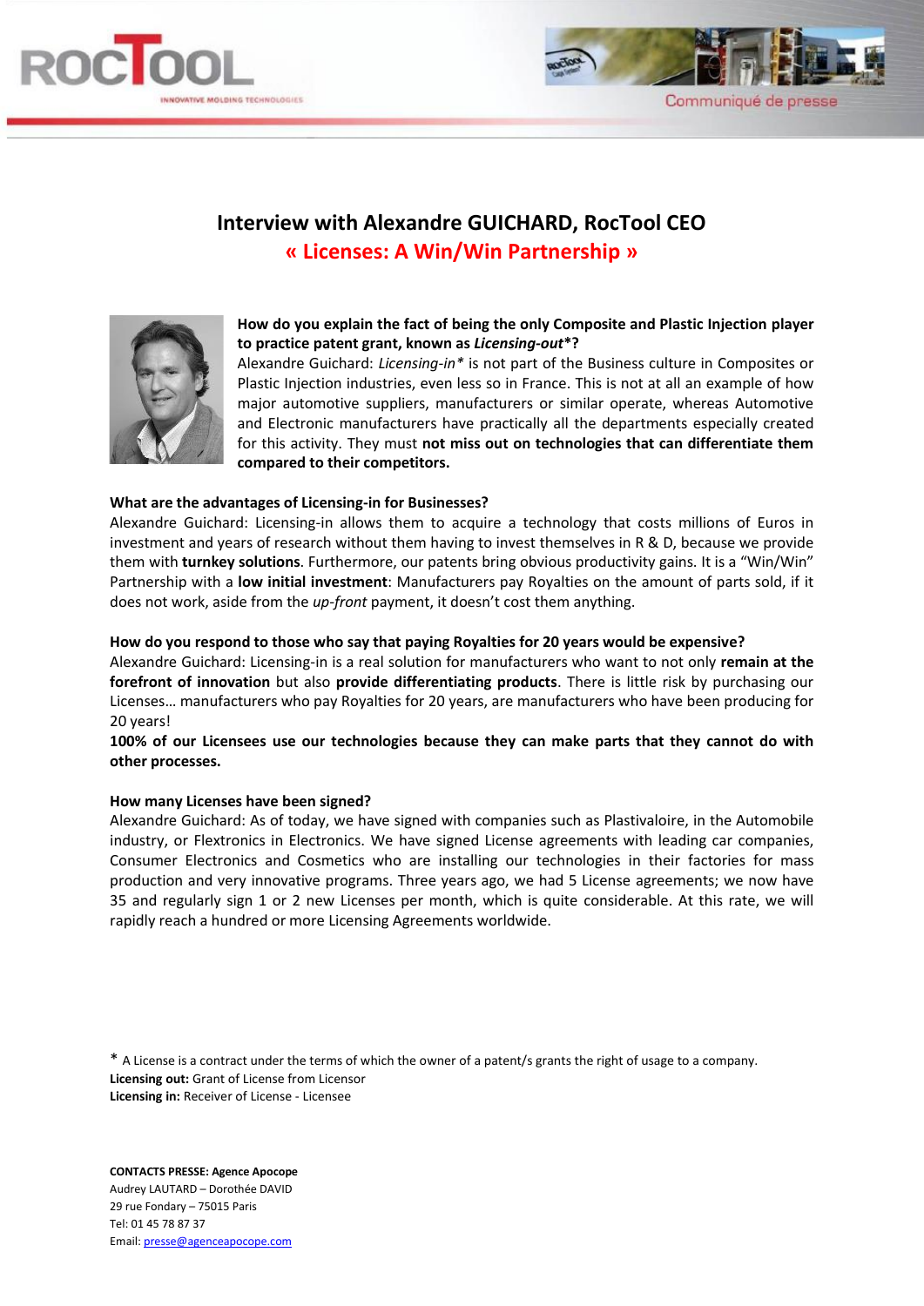## Interview with Alexandre GUICHARD, RocTool CEO

## « Licenses: A Win/Win Partnership »

**How do you explain the fact of being the only Composite and Plastic Injection player to practice patent grant, known as *Licensing-out*\*?**

Alexandre Guichard: *Licensing-in\** is not part of the Business culture in Composites or Plastic Injection industries, even less so in France. This is not at all an example of how major automotive suppliers, manufacturers or similar operate, whereas Automotive and Electronic manufacturers have practically all the departments especially created for this activity. They must **not miss out on technologies that can differentiate them compared to their competitors.**

**What are the advantages of Licensing-in for Businesses?**

Alexandre Guichard: Licensing-in allows them to acquire a technology that costs millions of Euros in investment and years of research without them having to invest themselves in R & D, because we provide them with **turnkey solutions**. Furthermore, our patents bring obvious productivity gains. It is a "Win/Win" Partnership with a **low initial investment**: Manufacturers pay Royalties on the amount of parts sold, if it does not work, aside from the *up-front* payment, it doesn't cost them anything.

**How do you respond to those who say that paying Royalties for 20 years would be expensive?**

Alexandre Guichard: Licensing-in is a real solution for manufacturers who want to not only **remain at the forefront of innovation** but also **provide differentiating products**. There is little risk by purchasing our Licenses… manufacturers who pay Royalties for 20 years, are manufacturers who have been producing for 20 years!

**100% of our Licensees use our technologies because they can make parts that they cannot do with other processes.**

**How many Licenses have been signed?**

Alexandre Guichard: As of today, we have signed with companies such as Plastivaloire, in the Automobile industry, or Flextronics in Electronics. We have signed License agreements with leading car companies, Consumer Electronics and Cosmetics who are installing our technologies in their factories for mass production and very innovative programs. Three years ago, we had 5 License agreements; we now have 35 and regularly sign 1 or 2 new Licenses per month, which is quite considerable. At this rate, we will rapidly reach a hundred or more Licensing Agreements worldwide.

\* A License is a contract under the terms of which the owner of a patent/s grants the right of usage to a company.
**Licensing out:** Grant of License from Licensor
**Licensing in:** Receiver of License - Licensee

**CONTACTS PRESSE: Agence Apocope**
Audrey LAUTARD – Dorothée DAVID
29 rue Fondary – 75015 Paris
Tel: 01 45 78 87 37
Email: presse@agenceapocope.com